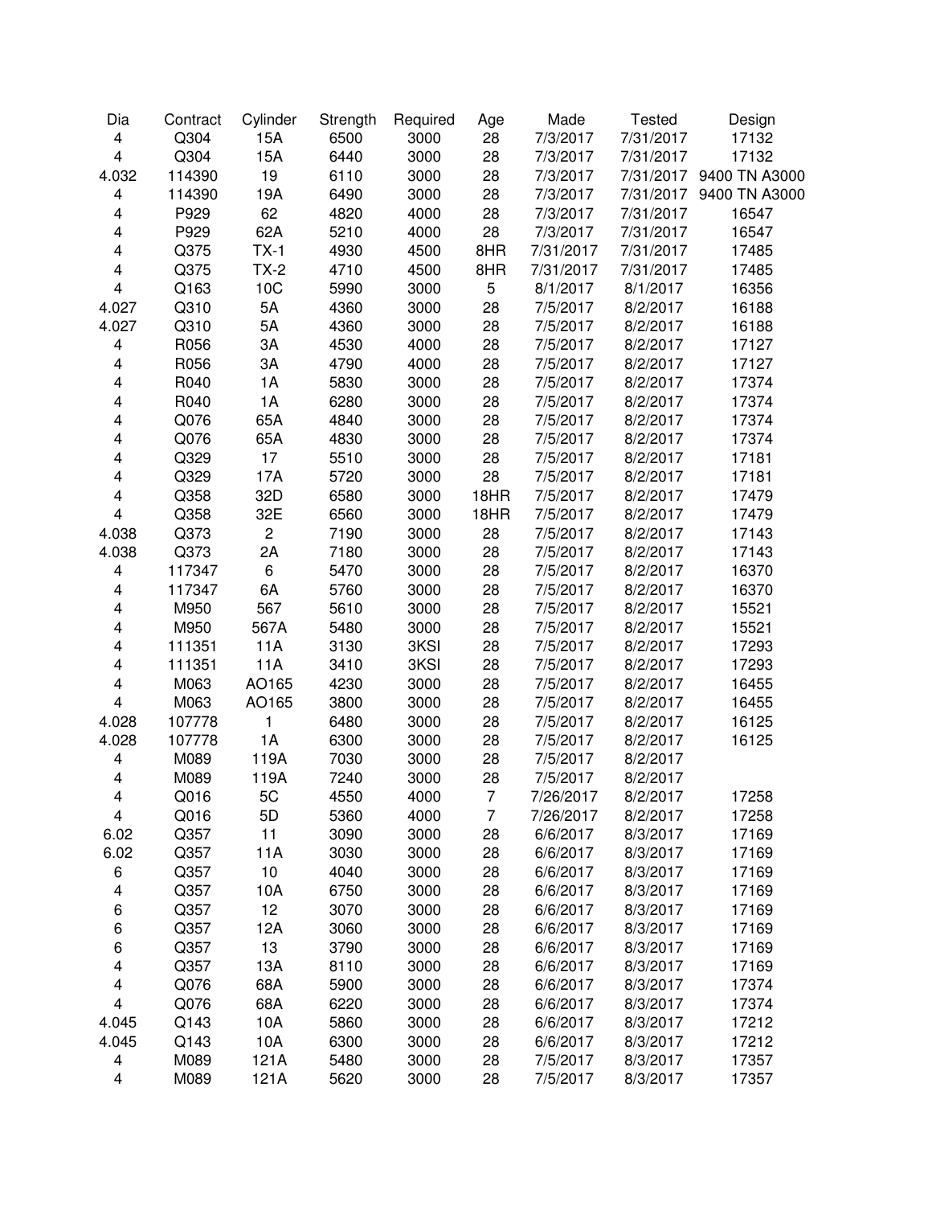| Dia | Contract | Cylinder | Strength | Required | Age | Made | Tested | Design |
|---|---|---|---|---|---|---|---|---|
| 4 | Q304 | 15A | 6500 | 3000 | 28 | 7/3/2017 | 7/31/2017 | 17132 |
| 4 | Q304 | 15A | 6440 | 3000 | 28 | 7/3/2017 | 7/31/2017 | 17132 |
| 4.032 | 114390 | 19 | 6110 | 3000 | 28 | 7/3/2017 | 7/31/2017 | 9400 TN A3000 |
| 4 | 114390 | 19A | 6490 | 3000 | 28 | 7/3/2017 | 7/31/2017 | 9400 TN A3000 |
| 4 | P929 | 62 | 4820 | 4000 | 28 | 7/3/2017 | 7/31/2017 | 16547 |
| 4 | P929 | 62A | 5210 | 4000 | 28 | 7/3/2017 | 7/31/2017 | 16547 |
| 4 | Q375 | TX-1 | 4930 | 4500 | 8HR | 7/31/2017 | 7/31/2017 | 17485 |
| 4 | Q375 | TX-2 | 4710 | 4500 | 8HR | 7/31/2017 | 7/31/2017 | 17485 |
| 4 | Q163 | 10C | 5990 | 3000 | 5 | 8/1/2017 | 8/1/2017 | 16356 |
| 4.027 | Q310 | 5A | 4360 | 3000 | 28 | 7/5/2017 | 8/2/2017 | 16188 |
| 4.027 | Q310 | 5A | 4360 | 3000 | 28 | 7/5/2017 | 8/2/2017 | 16188 |
| 4 | R056 | 3A | 4530 | 4000 | 28 | 7/5/2017 | 8/2/2017 | 17127 |
| 4 | R056 | 3A | 4790 | 4000 | 28 | 7/5/2017 | 8/2/2017 | 17127 |
| 4 | R040 | 1A | 5830 | 3000 | 28 | 7/5/2017 | 8/2/2017 | 17374 |
| 4 | R040 | 1A | 6280 | 3000 | 28 | 7/5/2017 | 8/2/2017 | 17374 |
| 4 | Q076 | 65A | 4840 | 3000 | 28 | 7/5/2017 | 8/2/2017 | 17374 |
| 4 | Q076 | 65A | 4830 | 3000 | 28 | 7/5/2017 | 8/2/2017 | 17374 |
| 4 | Q329 | 17 | 5510 | 3000 | 28 | 7/5/2017 | 8/2/2017 | 17181 |
| 4 | Q329 | 17A | 5720 | 3000 | 28 | 7/5/2017 | 8/2/2017 | 17181 |
| 4 | Q358 | 32D | 6580 | 3000 | 18HR | 7/5/2017 | 8/2/2017 | 17479 |
| 4 | Q358 | 32E | 6560 | 3000 | 18HR | 7/5/2017 | 8/2/2017 | 17479 |
| 4.038 | Q373 | 2 | 7190 | 3000 | 28 | 7/5/2017 | 8/2/2017 | 17143 |
| 4.038 | Q373 | 2A | 7180 | 3000 | 28 | 7/5/2017 | 8/2/2017 | 17143 |
| 4 | 117347 | 6 | 5470 | 3000 | 28 | 7/5/2017 | 8/2/2017 | 16370 |
| 4 | 117347 | 6A | 5760 | 3000 | 28 | 7/5/2017 | 8/2/2017 | 16370 |
| 4 | M950 | 567 | 5610 | 3000 | 28 | 7/5/2017 | 8/2/2017 | 15521 |
| 4 | M950 | 567A | 5480 | 3000 | 28 | 7/5/2017 | 8/2/2017 | 15521 |
| 4 | 111351 | 11A | 3130 | 3KSI | 28 | 7/5/2017 | 8/2/2017 | 17293 |
| 4 | 111351 | 11A | 3410 | 3KSI | 28 | 7/5/2017 | 8/2/2017 | 17293 |
| 4 | M063 | AO165 | 4230 | 3000 | 28 | 7/5/2017 | 8/2/2017 | 16455 |
| 4 | M063 | AO165 | 3800 | 3000 | 28 | 7/5/2017 | 8/2/2017 | 16455 |
| 4.028 | 107778 | 1 | 6480 | 3000 | 28 | 7/5/2017 | 8/2/2017 | 16125 |
| 4.028 | 107778 | 1A | 6300 | 3000 | 28 | 7/5/2017 | 8/2/2017 | 16125 |
| 4 | M089 | 119A | 7030 | 3000 | 28 | 7/5/2017 | 8/2/2017 | |
| 4 | M089 | 119A | 7240 | 3000 | 28 | 7/5/2017 | 8/2/2017 | |
| 4 | Q016 | 5C | 4550 | 4000 | 7 | 7/26/2017 | 8/2/2017 | 17258 |
| 4 | Q016 | 5D | 5360 | 4000 | 7 | 7/26/2017 | 8/2/2017 | 17258 |
| 6.02 | Q357 | 11 | 3090 | 3000 | 28 | 6/6/2017 | 8/3/2017 | 17169 |
| 6.02 | Q357 | 11A | 3030 | 3000 | 28 | 6/6/2017 | 8/3/2017 | 17169 |
| 6 | Q357 | 10 | 4040 | 3000 | 28 | 6/6/2017 | 8/3/2017 | 17169 |
| 4 | Q357 | 10A | 6750 | 3000 | 28 | 6/6/2017 | 8/3/2017 | 17169 |
| 6 | Q357 | 12 | 3070 | 3000 | 28 | 6/6/2017 | 8/3/2017 | 17169 |
| 6 | Q357 | 12A | 3060 | 3000 | 28 | 6/6/2017 | 8/3/2017 | 17169 |
| 6 | Q357 | 13 | 3790 | 3000 | 28 | 6/6/2017 | 8/3/2017 | 17169 |
| 4 | Q357 | 13A | 8110 | 3000 | 28 | 6/6/2017 | 8/3/2017 | 17169 |
| 4 | Q076 | 68A | 5900 | 3000 | 28 | 6/6/2017 | 8/3/2017 | 17374 |
| 4 | Q076 | 68A | 6220 | 3000 | 28 | 6/6/2017 | 8/3/2017 | 17374 |
| 4.045 | Q143 | 10A | 5860 | 3000 | 28 | 6/6/2017 | 8/3/2017 | 17212 |
| 4.045 | Q143 | 10A | 6300 | 3000 | 28 | 6/6/2017 | 8/3/2017 | 17212 |
| 4 | M089 | 121A | 5480 | 3000 | 28 | 7/5/2017 | 8/3/2017 | 17357 |
| 4 | M089 | 121A | 5620 | 3000 | 28 | 7/5/2017 | 8/3/2017 | 17357 |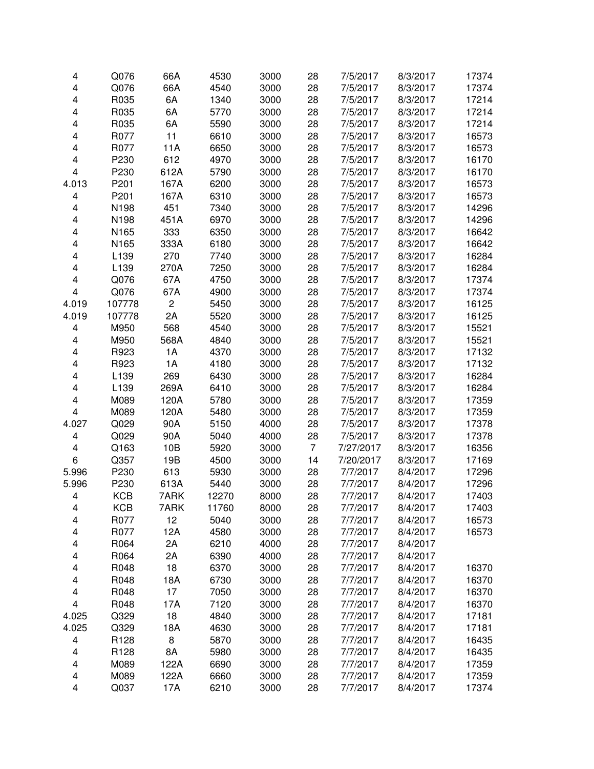| | | | | | | | | |
|---|---|---|---|---|---|---|---|---|
| 4 | Q076 | 66A | 4530 | 3000 | 28 | 7/5/2017 | 8/3/2017 | 17374 |
| 4 | Q076 | 66A | 4540 | 3000 | 28 | 7/5/2017 | 8/3/2017 | 17374 |
| 4 | R035 | 6A | 1340 | 3000 | 28 | 7/5/2017 | 8/3/2017 | 17214 |
| 4 | R035 | 6A | 5770 | 3000 | 28 | 7/5/2017 | 8/3/2017 | 17214 |
| 4 | R035 | 6A | 5590 | 3000 | 28 | 7/5/2017 | 8/3/2017 | 17214 |
| 4 | R077 | 11 | 6610 | 3000 | 28 | 7/5/2017 | 8/3/2017 | 16573 |
| 4 | R077 | 11A | 6650 | 3000 | 28 | 7/5/2017 | 8/3/2017 | 16573 |
| 4 | P230 | 612 | 4970 | 3000 | 28 | 7/5/2017 | 8/3/2017 | 16170 |
| 4 | P230 | 612A | 5790 | 3000 | 28 | 7/5/2017 | 8/3/2017 | 16170 |
| 4.013 | P201 | 167A | 6200 | 3000 | 28 | 7/5/2017 | 8/3/2017 | 16573 |
| 4 | P201 | 167A | 6310 | 3000 | 28 | 7/5/2017 | 8/3/2017 | 16573 |
| 4 | N198 | 451 | 7340 | 3000 | 28 | 7/5/2017 | 8/3/2017 | 14296 |
| 4 | N198 | 451A | 6970 | 3000 | 28 | 7/5/2017 | 8/3/2017 | 14296 |
| 4 | N165 | 333 | 6350 | 3000 | 28 | 7/5/2017 | 8/3/2017 | 16642 |
| 4 | N165 | 333A | 6180 | 3000 | 28 | 7/5/2017 | 8/3/2017 | 16642 |
| 4 | L139 | 270 | 7740 | 3000 | 28 | 7/5/2017 | 8/3/2017 | 16284 |
| 4 | L139 | 270A | 7250 | 3000 | 28 | 7/5/2017 | 8/3/2017 | 16284 |
| 4 | Q076 | 67A | 4750 | 3000 | 28 | 7/5/2017 | 8/3/2017 | 17374 |
| 4 | Q076 | 67A | 4900 | 3000 | 28 | 7/5/2017 | 8/3/2017 | 17374 |
| 4.019 | 107778 | 2 | 5450 | 3000 | 28 | 7/5/2017 | 8/3/2017 | 16125 |
| 4.019 | 107778 | 2A | 5520 | 3000 | 28 | 7/5/2017 | 8/3/2017 | 16125 |
| 4 | M950 | 568 | 4540 | 3000 | 28 | 7/5/2017 | 8/3/2017 | 15521 |
| 4 | M950 | 568A | 4840 | 3000 | 28 | 7/5/2017 | 8/3/2017 | 15521 |
| 4 | R923 | 1A | 4370 | 3000 | 28 | 7/5/2017 | 8/3/2017 | 17132 |
| 4 | R923 | 1A | 4180 | 3000 | 28 | 7/5/2017 | 8/3/2017 | 17132 |
| 4 | L139 | 269 | 6430 | 3000 | 28 | 7/5/2017 | 8/3/2017 | 16284 |
| 4 | L139 | 269A | 6410 | 3000 | 28 | 7/5/2017 | 8/3/2017 | 16284 |
| 4 | M089 | 120A | 5780 | 3000 | 28 | 7/5/2017 | 8/3/2017 | 17359 |
| 4 | M089 | 120A | 5480 | 3000 | 28 | 7/5/2017 | 8/3/2017 | 17359 |
| 4.027 | Q029 | 90A | 5150 | 4000 | 28 | 7/5/2017 | 8/3/2017 | 17378 |
| 4 | Q029 | 90A | 5040 | 4000 | 28 | 7/5/2017 | 8/3/2017 | 17378 |
| 4 | Q163 | 10B | 5920 | 3000 | 7 | 7/27/2017 | 8/3/2017 | 16356 |
| 6 | Q357 | 19B | 4500 | 3000 | 14 | 7/20/2017 | 8/3/2017 | 17169 |
| 5.996 | P230 | 613 | 5930 | 3000 | 28 | 7/7/2017 | 8/4/2017 | 17296 |
| 5.996 | P230 | 613A | 5440 | 3000 | 28 | 7/7/2017 | 8/4/2017 | 17296 |
| 4 | KCB | 7ARK | 12270 | 8000 | 28 | 7/7/2017 | 8/4/2017 | 17403 |
| 4 | KCB | 7ARK | 11760 | 8000 | 28 | 7/7/2017 | 8/4/2017 | 17403 |
| 4 | R077 | 12 | 5040 | 3000 | 28 | 7/7/2017 | 8/4/2017 | 16573 |
| 4 | R077 | 12A | 4580 | 3000 | 28 | 7/7/2017 | 8/4/2017 | 16573 |
| 4 | R064 | 2A | 6210 | 4000 | 28 | 7/7/2017 | 8/4/2017 | |
| 4 | R064 | 2A | 6390 | 4000 | 28 | 7/7/2017 | 8/4/2017 | |
| 4 | R048 | 18 | 6370 | 3000 | 28 | 7/7/2017 | 8/4/2017 | 16370 |
| 4 | R048 | 18A | 6730 | 3000 | 28 | 7/7/2017 | 8/4/2017 | 16370 |
| 4 | R048 | 17 | 7050 | 3000 | 28 | 7/7/2017 | 8/4/2017 | 16370 |
| 4 | R048 | 17A | 7120 | 3000 | 28 | 7/7/2017 | 8/4/2017 | 16370 |
| 4.025 | Q329 | 18 | 4840 | 3000 | 28 | 7/7/2017 | 8/4/2017 | 17181 |
| 4.025 | Q329 | 18A | 4630 | 3000 | 28 | 7/7/2017 | 8/4/2017 | 17181 |
| 4 | R128 | 8 | 5870 | 3000 | 28 | 7/7/2017 | 8/4/2017 | 16435 |
| 4 | R128 | 8A | 5980 | 3000 | 28 | 7/7/2017 | 8/4/2017 | 16435 |
| 4 | M089 | 122A | 6690 | 3000 | 28 | 7/7/2017 | 8/4/2017 | 17359 |
| 4 | M089 | 122A | 6660 | 3000 | 28 | 7/7/2017 | 8/4/2017 | 17359 |
| 4 | Q037 | 17A | 6210 | 3000 | 28 | 7/7/2017 | 8/4/2017 | 17374 |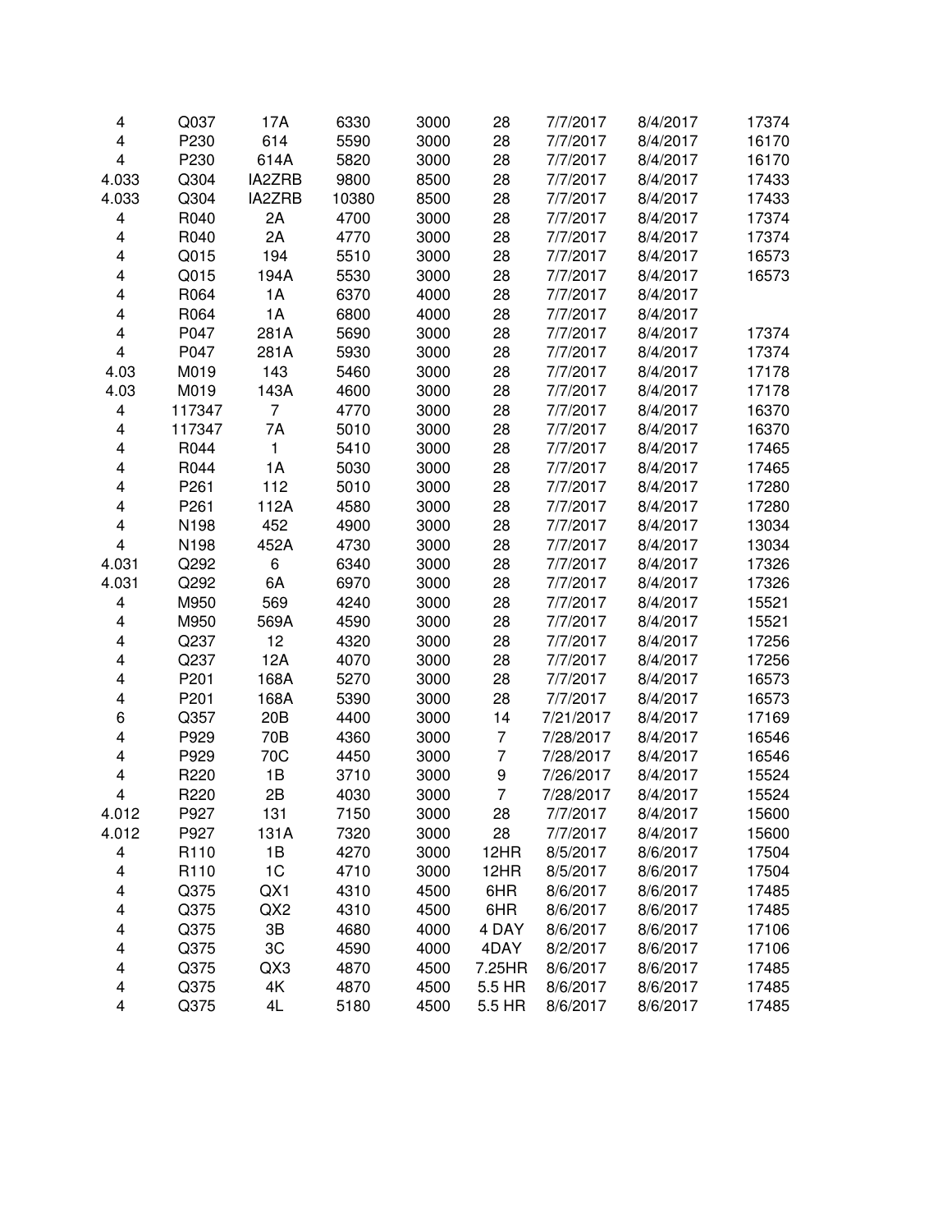| | | | | | | | | |
|---|---|---|---|---|---|---|---|---|
| 4 | Q037 | 17A | 6330 | 3000 | 28 | 7/7/2017 | 8/4/2017 | 17374 |
| 4 | P230 | 614 | 5590 | 3000 | 28 | 7/7/2017 | 8/4/2017 | 16170 |
| 4 | P230 | 614A | 5820 | 3000 | 28 | 7/7/2017 | 8/4/2017 | 16170 |
| 4.033 | Q304 | IA2ZRB | 9800 | 8500 | 28 | 7/7/2017 | 8/4/2017 | 17433 |
| 4.033 | Q304 | IA2ZRB | 10380 | 8500 | 28 | 7/7/2017 | 8/4/2017 | 17433 |
| 4 | R040 | 2A | 4700 | 3000 | 28 | 7/7/2017 | 8/4/2017 | 17374 |
| 4 | R040 | 2A | 4770 | 3000 | 28 | 7/7/2017 | 8/4/2017 | 17374 |
| 4 | Q015 | 194 | 5510 | 3000 | 28 | 7/7/2017 | 8/4/2017 | 16573 |
| 4 | Q015 | 194A | 5530 | 3000 | 28 | 7/7/2017 | 8/4/2017 | 16573 |
| 4 | R064 | 1A | 6370 | 4000 | 28 | 7/7/2017 | 8/4/2017 | |
| 4 | R064 | 1A | 6800 | 4000 | 28 | 7/7/2017 | 8/4/2017 | |
| 4 | P047 | 281A | 5690 | 3000 | 28 | 7/7/2017 | 8/4/2017 | 17374 |
| 4 | P047 | 281A | 5930 | 3000 | 28 | 7/7/2017 | 8/4/2017 | 17374 |
| 4.03 | M019 | 143 | 5460 | 3000 | 28 | 7/7/2017 | 8/4/2017 | 17178 |
| 4.03 | M019 | 143A | 4600 | 3000 | 28 | 7/7/2017 | 8/4/2017 | 17178 |
| 4 | 117347 | 7 | 4770 | 3000 | 28 | 7/7/2017 | 8/4/2017 | 16370 |
| 4 | 117347 | 7A | 5010 | 3000 | 28 | 7/7/2017 | 8/4/2017 | 16370 |
| 4 | R044 | 1 | 5410 | 3000 | 28 | 7/7/2017 | 8/4/2017 | 17465 |
| 4 | R044 | 1A | 5030 | 3000 | 28 | 7/7/2017 | 8/4/2017 | 17465 |
| 4 | P261 | 112 | 5010 | 3000 | 28 | 7/7/2017 | 8/4/2017 | 17280 |
| 4 | P261 | 112A | 4580 | 3000 | 28 | 7/7/2017 | 8/4/2017 | 17280 |
| 4 | N198 | 452 | 4900 | 3000 | 28 | 7/7/2017 | 8/4/2017 | 13034 |
| 4 | N198 | 452A | 4730 | 3000 | 28 | 7/7/2017 | 8/4/2017 | 13034 |
| 4.031 | Q292 | 6 | 6340 | 3000 | 28 | 7/7/2017 | 8/4/2017 | 17326 |
| 4.031 | Q292 | 6A | 6970 | 3000 | 28 | 7/7/2017 | 8/4/2017 | 17326 |
| 4 | M950 | 569 | 4240 | 3000 | 28 | 7/7/2017 | 8/4/2017 | 15521 |
| 4 | M950 | 569A | 4590 | 3000 | 28 | 7/7/2017 | 8/4/2017 | 15521 |
| 4 | Q237 | 12 | 4320 | 3000 | 28 | 7/7/2017 | 8/4/2017 | 17256 |
| 4 | Q237 | 12A | 4070 | 3000 | 28 | 7/7/2017 | 8/4/2017 | 17256 |
| 4 | P201 | 168A | 5270 | 3000 | 28 | 7/7/2017 | 8/4/2017 | 16573 |
| 4 | P201 | 168A | 5390 | 3000 | 28 | 7/7/2017 | 8/4/2017 | 16573 |
| 6 | Q357 | 20B | 4400 | 3000 | 14 | 7/21/2017 | 8/4/2017 | 17169 |
| 4 | P929 | 70B | 4360 | 3000 | 7 | 7/28/2017 | 8/4/2017 | 16546 |
| 4 | P929 | 70C | 4450 | 3000 | 7 | 7/28/2017 | 8/4/2017 | 16546 |
| 4 | R220 | 1B | 3710 | 3000 | 9 | 7/26/2017 | 8/4/2017 | 15524 |
| 4 | R220 | 2B | 4030 | 3000 | 7 | 7/28/2017 | 8/4/2017 | 15524 |
| 4.012 | P927 | 131 | 7150 | 3000 | 28 | 7/7/2017 | 8/4/2017 | 15600 |
| 4.012 | P927 | 131A | 7320 | 3000 | 28 | 7/7/2017 | 8/4/2017 | 15600 |
| 4 | R110 | 1B | 4270 | 3000 | 12HR | 8/5/2017 | 8/6/2017 | 17504 |
| 4 | R110 | 1C | 4710 | 3000 | 12HR | 8/5/2017 | 8/6/2017 | 17504 |
| 4 | Q375 | QX1 | 4310 | 4500 | 6HR | 8/6/2017 | 8/6/2017 | 17485 |
| 4 | Q375 | QX2 | 4310 | 4500 | 6HR | 8/6/2017 | 8/6/2017 | 17485 |
| 4 | Q375 | 3B | 4680 | 4000 | 4 DAY | 8/6/2017 | 8/6/2017 | 17106 |
| 4 | Q375 | 3C | 4590 | 4000 | 4DAY | 8/2/2017 | 8/6/2017 | 17106 |
| 4 | Q375 | QX3 | 4870 | 4500 | 7.25HR | 8/6/2017 | 8/6/2017 | 17485 |
| 4 | Q375 | 4K | 4870 | 4500 | 5.5 HR | 8/6/2017 | 8/6/2017 | 17485 |
| 4 | Q375 | 4L | 5180 | 4500 | 5.5 HR | 8/6/2017 | 8/6/2017 | 17485 |